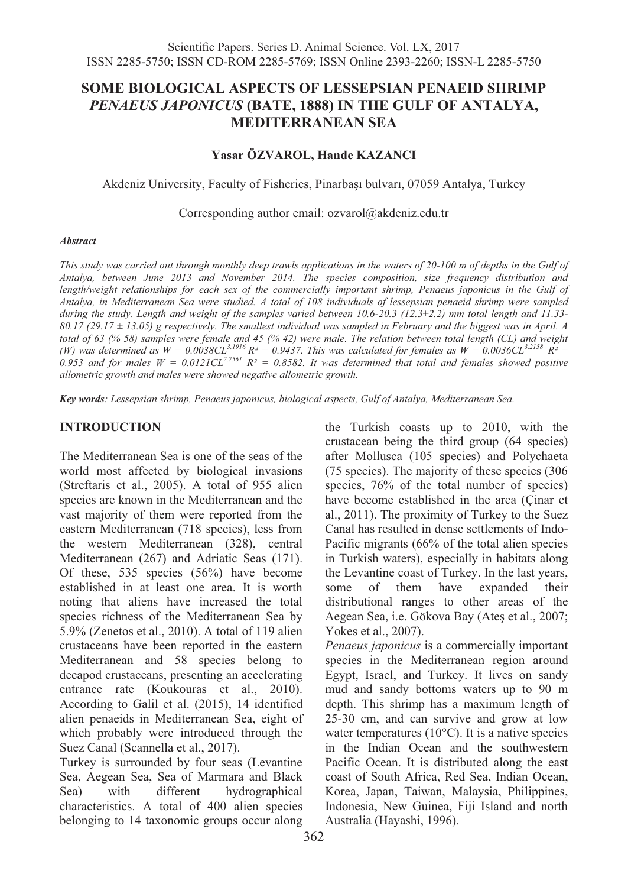# SOME BIOLOGICAL ASPECTS OF LESSEPSIAN PENAEID SHRIMP *PENAEUS JAPONICUS* (BATE, 1888) IN THE GULF OF ANTALYA, MEDITERRANEAN SEA

**Yasar ÖZVAROL, Hande KAZANCI**

Akdeniz University, Faculty of Fisheries, Pinarbaşı bulvarı, 07059 Antalya, Turkey

Corresponding author email: ozvarol@akdeniz.edu.tr

***Abstract***

*This study was carried out through monthly deep trawls applications in the waters of 20-100 m of depths in the Gulf of Antalya, between June 2013 and November 2014. The species composition, size frequency distribution and length/weight relationships for each sex of the commercially important shrimp, Penaeus japonicus in the Gulf of Antalya, in Mediterranean Sea were studied. A total of 108 individuals of lessepsian penaeid shrimp were sampled during the study. Length and weight of the samples varied between 10.6-20.3 (12.3±2.2) mm total length and 11.33-80.17 (29.17 ± 13.05) g respectively. The smallest individual was sampled in February and the biggest was in April. A total of 63 (% 58) samples were female and 45 (% 42) were male. The relation between total length (CL) and weight (W) was determined as $W = 0.0038CL^{3.1916}$ $R^2 = 0.9437$. This was calculated for females as $W = 0.0036CL^{3.2158}$ $R^2 = 0.953$ and for males $W = 0.0121CL^{2.7561}$ $R^2 = 0.8582$. It was determined that total and females showed positive allometric growth and males were showed negative allometric growth.*

***Key words**: Lessepsian shrimp, Penaeus japonicus, biological aspects, Gulf of Antalya, Mediterranean Sea.*

## INTRODUCTION

The Mediterranean Sea is one of the seas of the world most affected by biological invasions (Streftaris et al., 2005). A total of 955 alien species are known in the Mediterranean and the vast majority of them were reported from the eastern Mediterranean (718 species), less from the western Mediterranean (328), central Mediterranean (267) and Adriatic Seas (171). Of these, 535 species (56%) have become established in at least one area. It is worth noting that aliens have increased the total species richness of the Mediterranean Sea by 5.9% (Zenetos et al., 2010). A total of 119 alien crustaceans have been reported in the eastern Mediterranean and 58 species belong to decapod crustaceans, presenting an accelerating entrance rate (Koukouras et al., 2010). According to Galil et al. (2015), 14 identified alien penaeids in Mediterranean Sea, eight of which probably were introduced through the Suez Canal (Scannella et al., 2017).

Turkey is surrounded by four seas (Levantine Sea, Aegean Sea, Sea of Marmara and Black Sea) with different hydrographical characteristics. A total of 400 alien species belonging to 14 taxonomic groups occur along the Turkish coasts up to 2010, with the crustacean being the third group (64 species) after Mollusca (105 species) and Polychaeta (75 species). The majority of these species (306 species, 76% of the total number of species) have become established in the area (Çinar et al., 2011). The proximity of Turkey to the Suez Canal has resulted in dense settlements of Indo-Pacific migrants (66% of the total alien species in Turkish waters), especially in habitats along the Levantine coast of Turkey. In the last years, some of them have expanded their distributional ranges to other areas of the Aegean Sea, i.e. Gökova Bay (Ateş et al., 2007; Yokes et al., 2007).

*Penaeus japonicus* is a commercially important species in the Mediterranean region around Egypt, Israel, and Turkey. It lives on sandy mud and sandy bottoms waters up to 90 m depth. This shrimp has a maximum length of 25-30 cm, and can survive and grow at low water temperatures (10°C). It is a native species in the Indian Ocean and the southwestern Pacific Ocean. It is distributed along the east coast of South Africa, Red Sea, Indian Ocean, Korea, Japan, Taiwan, Malaysia, Philippines, Indonesia, New Guinea, Fiji Island and north Australia (Hayashi, 1996).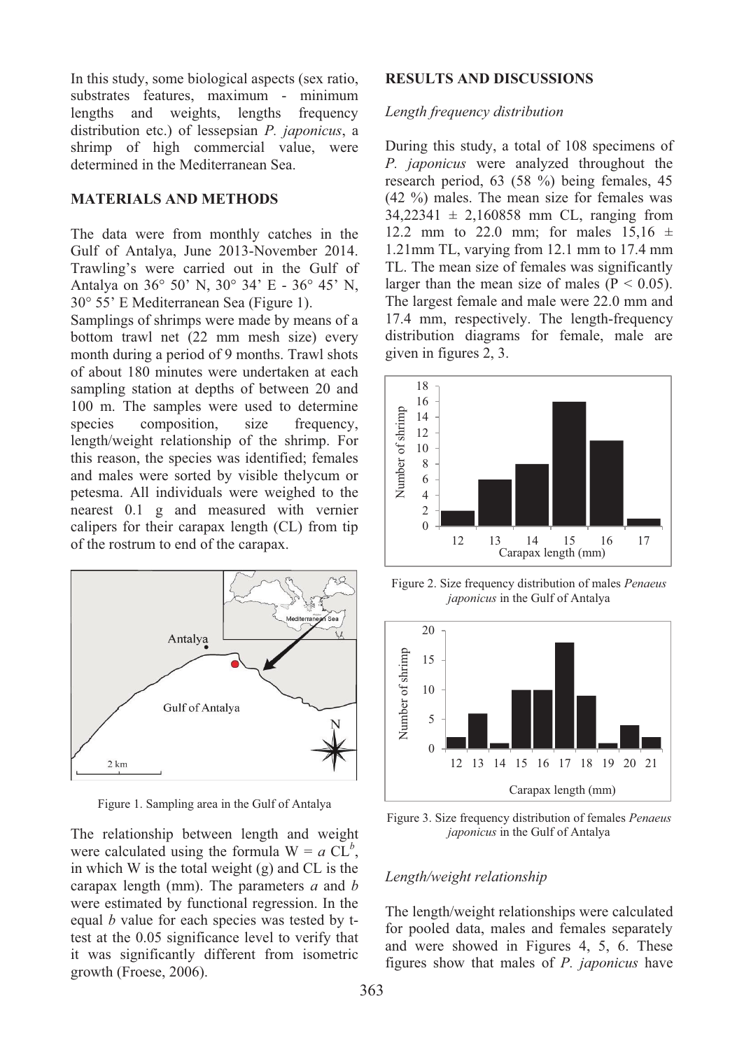In this study, some biological aspects (sex ratio, substrates features, maximum - minimum lengths and weights, lengths frequency distribution etc.) of lessepsian *P. japonicus*, a shrimp of high commercial value, were determined in the Mediterranean Sea.

## MATERIALS AND METHODS

The data were from monthly catches in the Gulf of Antalya, June 2013-November 2014. Trawling's were carried out in the Gulf of Antalya on 36° 50' N, 30° 34' E - 36° 45' N, 30° 55' E Mediterranean Sea (Figure 1).

Samplings of shrimps were made by means of a bottom trawl net (22 mm mesh size) every month during a period of 9 months. Trawl shots of about 180 minutes were undertaken at each sampling station at depths of between 20 and 100 m. The samples were used to determine species composition, size frequency, length/weight relationship of the shrimp. For this reason, the species was identified; females and males were sorted by visible thelycum or petesma. All individuals were weighed to the nearest 0.1 g and measured with vernier calipers for their carapax length (CL) from tip of the rostrum to end of the carapax.

Figure 1. Sampling area in the Gulf of Antalya

The relationship between length and weight were calculated using the formula $W = a\ CL^b$, in which W is the total weight (g) and CL is the carapax length (mm). The parameters *a* and *b* were estimated by functional regression. In the equal *b* value for each species was tested by t-test at the 0.05 significance level to verify that it was significantly different from isometric growth (Froese, 2006).

## RESULTS AND DISCUSSIONS

### *Length frequency distribution*

During this study, a total of 108 specimens of *P. japonicus* were analyzed throughout the research period, 63 (58 %) being females, 45 (42 %) males. The mean size for females was 34,22341 ± 2,160858 mm CL, ranging from 12.2 mm to 22.0 mm; for males 15,16 ± 1.21mm TL, varying from 12.1 mm to 17.4 mm TL. The mean size of females was significantly larger than the mean size of males ($P < 0.05$). The largest female and male were 22.0 mm and 17.4 mm, respectively. The length-frequency distribution diagrams for female, male are given in figures 2, 3.

Figure 2. Size frequency distribution of males *Penaeus japonicus* in the Gulf of Antalya

Figure 3. Size frequency distribution of females *Penaeus japonicus* in the Gulf of Antalya

### *Length/weight relationship*

The length/weight relationships were calculated for pooled data, males and females separately and were showed in Figures 4, 5, 6. These figures show that males of *P. japonicus* have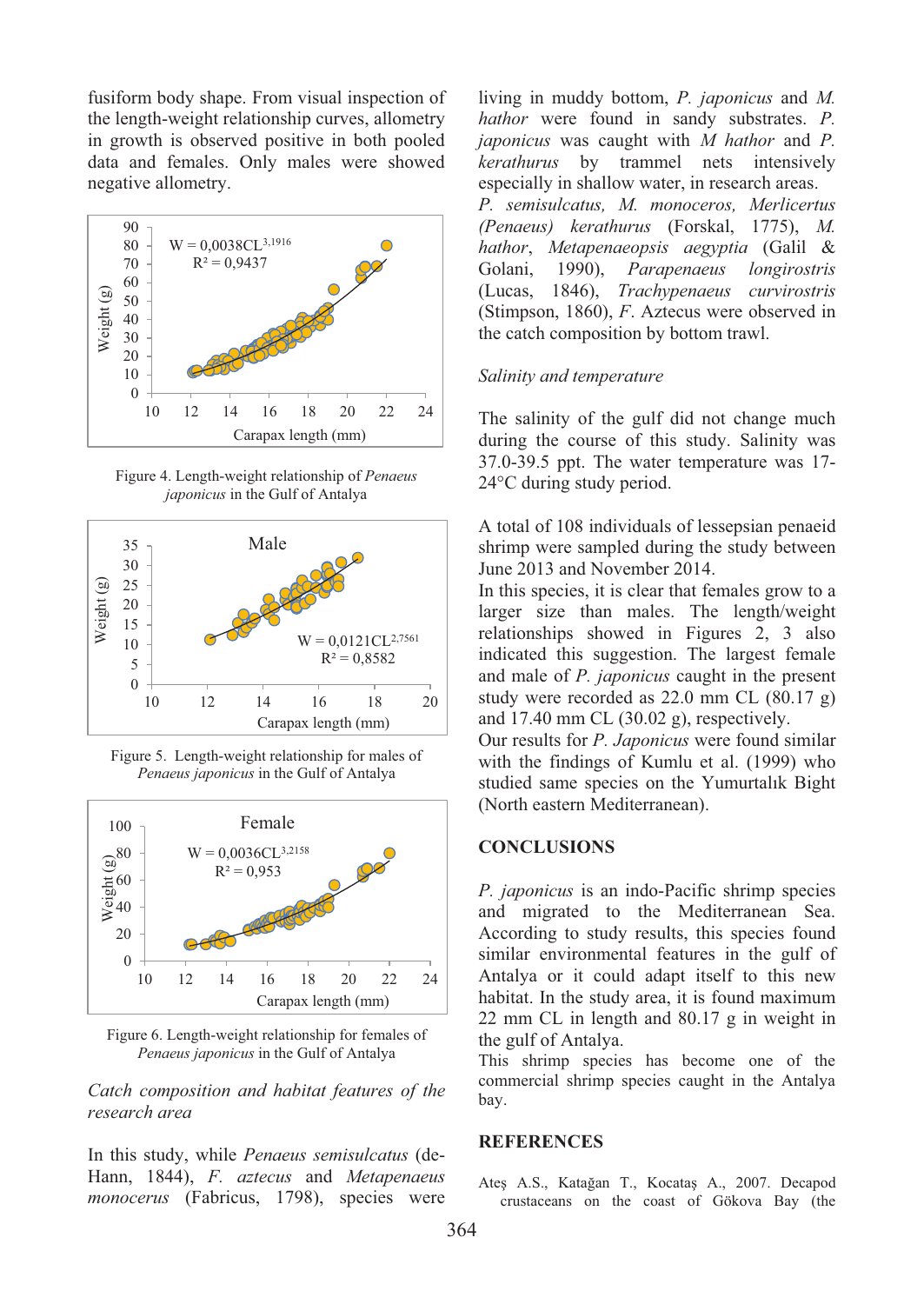fusiform body shape. From visual inspection of the length-weight relationship curves, allometry in growth is observed positive in both pooled data and females. Only males were showed negative allometry.

Figure 4. Length-weight relationship of *Penaeus japonicus* in the Gulf of Antalya

Figure 5. Length-weight relationship for males of *Penaeus japonicus* in the Gulf of Antalya

Figure 6. Length-weight relationship for females of *Penaeus japonicus* in the Gulf of Antalya

*Catch composition and habitat features of the research area*

In this study, while *Penaeus semisulcatus* (de-Hann, 1844), *F. aztecus* and *Metapenaeus monocerus* (Fabricus, 1798), species were living in muddy bottom, *P. japonicus* and *M. hathor* were found in sandy substrates. *P. japonicus* was caught with *M hathor* and *P. kerathurus* by trammel nets intensively especially in shallow water, in research areas.

*P. semisulcatus, M. monoceros, Merlicertus (Penaeus) kerathurus* (Forskal, 1775), *M. hathor*, *Metapenaeopsis aegyptia* (Galil & Golani, 1990), *Parapenaeus longirostris* (Lucas, 1846), *Trachypenaeus curvirostris* (Stimpson, 1860), *F*. Aztecus were observed in the catch composition by bottom trawl.

*Salinity and temperature*

The salinity of the gulf did not change much during the course of this study. Salinity was 37.0-39.5 ppt. The water temperature was 17-24°C during study period.

A total of 108 individuals of lessepsian penaeid shrimp were sampled during the study between June 2013 and November 2014.

In this species, it is clear that females grow to a larger size than males. The length/weight relationships showed in Figures 2, 3 also indicated this suggestion. The largest female and male of *P. japonicus* caught in the present study were recorded as 22.0 mm CL (80.17 g) and 17.40 mm CL (30.02 g), respectively.

Our results for *P. Japonicus* were found similar with the findings of Kumlu et al. (1999) who studied same species on the Yumurtalık Bight (North eastern Mediterranean).

## CONCLUSIONS

*P. japonicus* is an indo-Pacific shrimp species and migrated to the Mediterranean Sea. According to study results, this species found similar environmental features in the gulf of Antalya or it could adapt itself to this new habitat. In the study area, it is found maximum 22 mm CL in length and 80.17 g in weight in the gulf of Antalya.

This shrimp species has become one of the commercial shrimp species caught in the Antalya bay.

## REFERENCES

Ateş A.S., Katağan T., Kocataş A., 2007. Decapod crustaceans on the coast of Gökova Bay (the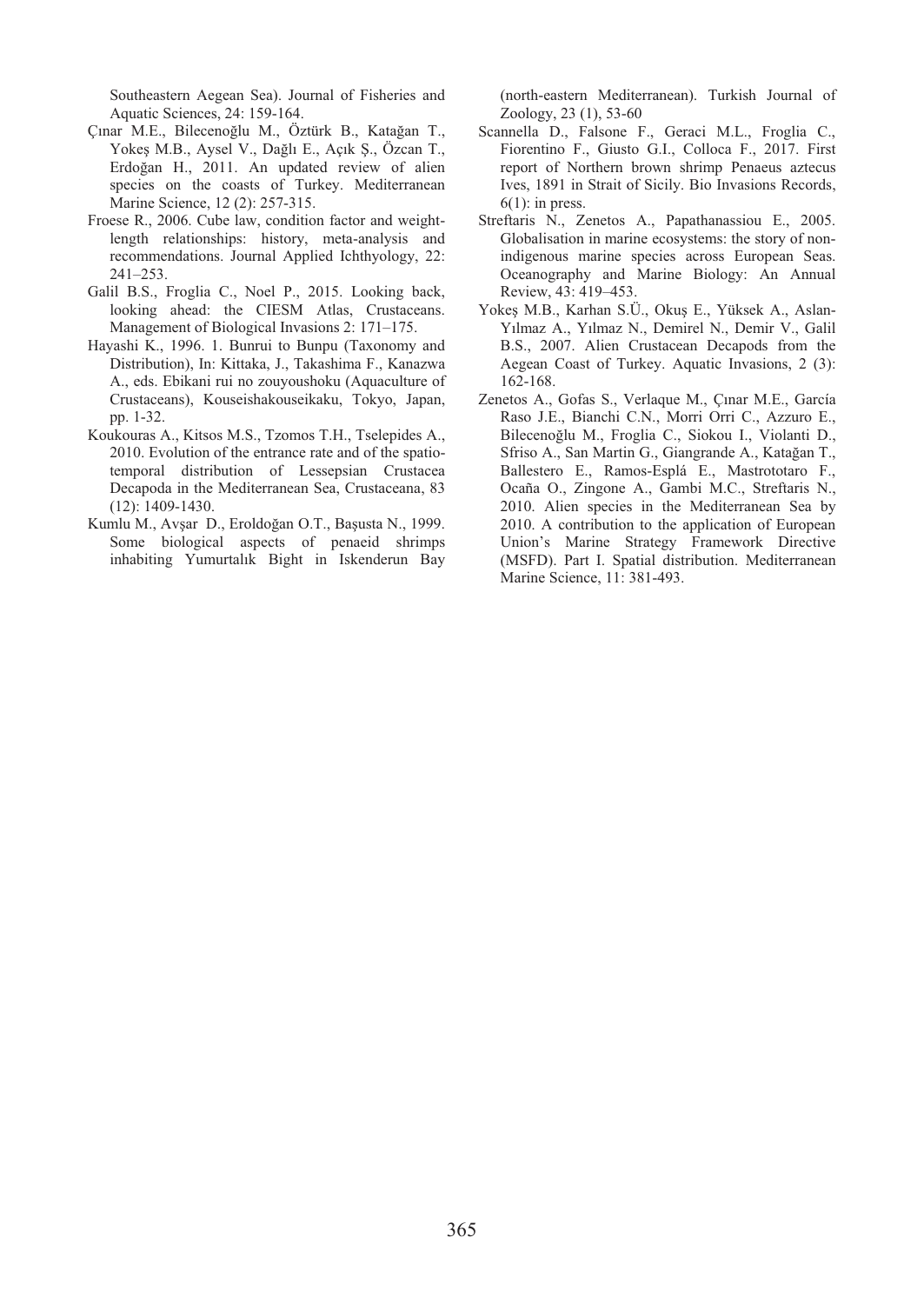Southeastern Aegean Sea). Journal of Fisheries and Aquatic Sciences, 24: 159-164.

Çınar M.E., Bilecenoğlu M., Öztürk B., Katağan T., Yokeş M.B., Aysel V., Dağlı E., Açık Ş., Özcan T., Erdoğan H., 2011. An updated review of alien species on the coasts of Turkey. Mediterranean Marine Science, 12 (2): 257-315.

Froese R., 2006. Cube law, condition factor and weight-length relationships: history, meta-analysis and recommendations. Journal Applied Ichthyology, 22: 241–253.

Galil B.S., Froglia C., Noel P., 2015. Looking back, looking ahead: the CIESM Atlas, Crustaceans. Management of Biological Invasions 2: 171–175.

Hayashi K., 1996. 1. Bunrui to Bunpu (Taxonomy and Distribution), In: Kittaka, J., Takashima F., Kanazwa A., eds. Ebikani rui no zouyoushoku (Aquaculture of Crustaceans), Kouseishakouseikaku, Tokyo, Japan, pp. 1-32.

Koukouras A., Kitsos M.S., Tzomos T.H., Tselepides A., 2010. Evolution of the entrance rate and of the spatio-temporal distribution of Lessepsian Crustacea Decapoda in the Mediterranean Sea, Crustaceana, 83 (12): 1409-1430.

Kumlu M., Avşar D., Eroldoğan O.T., Başusta N., 1999. Some biological aspects of penaeid shrimps inhabiting Yumurtalık Bight in Iskenderun Bay (north-eastern Mediterranean). Turkish Journal of Zoology, 23 (1), 53-60

Scannella D., Falsone F., Geraci M.L., Froglia C., Fiorentino F., Giusto G.I., Colloca F., 2017. First report of Northern brown shrimp Penaeus aztecus Ives, 1891 in Strait of Sicily. Bio Invasions Records, 6(1): in press.

Streftaris N., Zenetos A., Papathanassiou E., 2005. Globalisation in marine ecosystems: the story of non-indigenous marine species across European Seas. Oceanography and Marine Biology: An Annual Review, 43: 419–453.

Yokeş M.B., Karhan S.Ü., Okuş E., Yüksek A., Aslan-Yılmaz A., Yılmaz N., Demirel N., Demir V., Galil B.S., 2007. Alien Crustacean Decapods from the Aegean Coast of Turkey. Aquatic Invasions, 2 (3): 162-168.

Zenetos A., Gofas S., Verlaque M., Çınar M.E., García Raso J.E., Bianchi C.N., Morri Orri C., Azzuro E., Bilecenoğlu M., Froglia C., Siokou I., Violanti D., Sfriso A., San Martin G., Giangrande A., Katağan T., Ballestero E., Ramos-Esplá E., Mastrototaro F., Ocaña O., Zingone A., Gambi M.C., Streftaris N., 2010. Alien species in the Mediterranean Sea by 2010. A contribution to the application of European Union's Marine Strategy Framework Directive (MSFD). Part I. Spatial distribution. Mediterranean Marine Science, 11: 381-493.